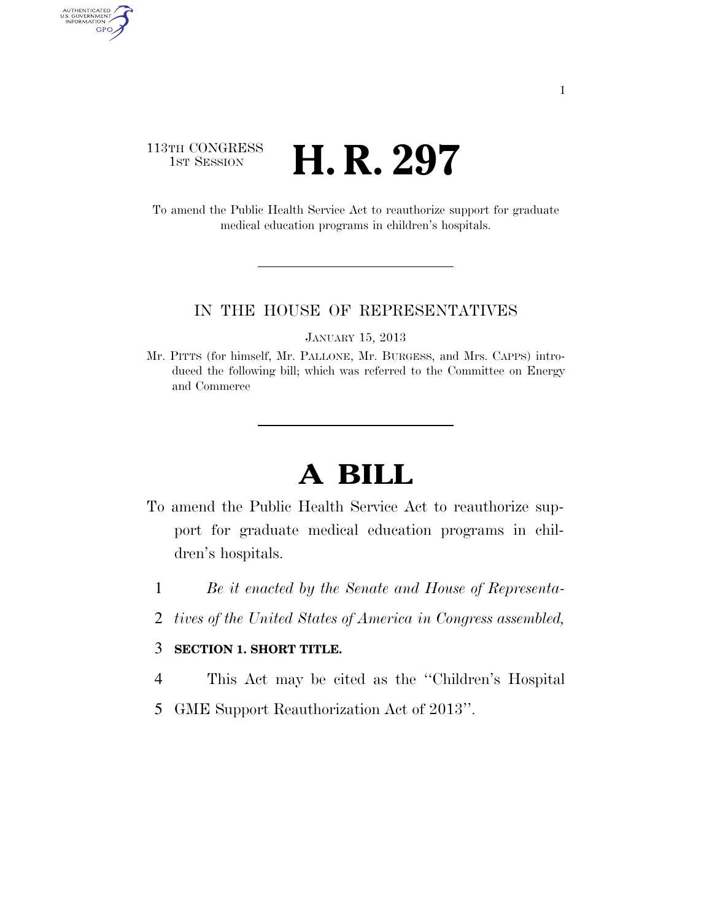113TH CONGRESS
1ST SESSION

# H. R. 297

To amend the Public Health Service Act to reauthorize support for graduate medical education programs in children's hospitals.

IN THE HOUSE OF REPRESENTATIVES

JANUARY 15, 2013

Mr. PITTS (for himself, Mr. PALLONE, Mr. BURGESS, and Mrs. CAPPS) introduced the following bill; which was referred to the Committee on Energy and Commerce

# A BILL

To amend the Public Health Service Act to reauthorize support for graduate medical education programs in children's hospitals.

1 *Be it enacted by the Senate and House of Representa-*
2 *tives of the United States of America in Congress assembled,*

3 **SECTION 1. SHORT TITLE.**

4 This Act may be cited as the ''Children's Hospital
5 GME Support Reauthorization Act of 2013''.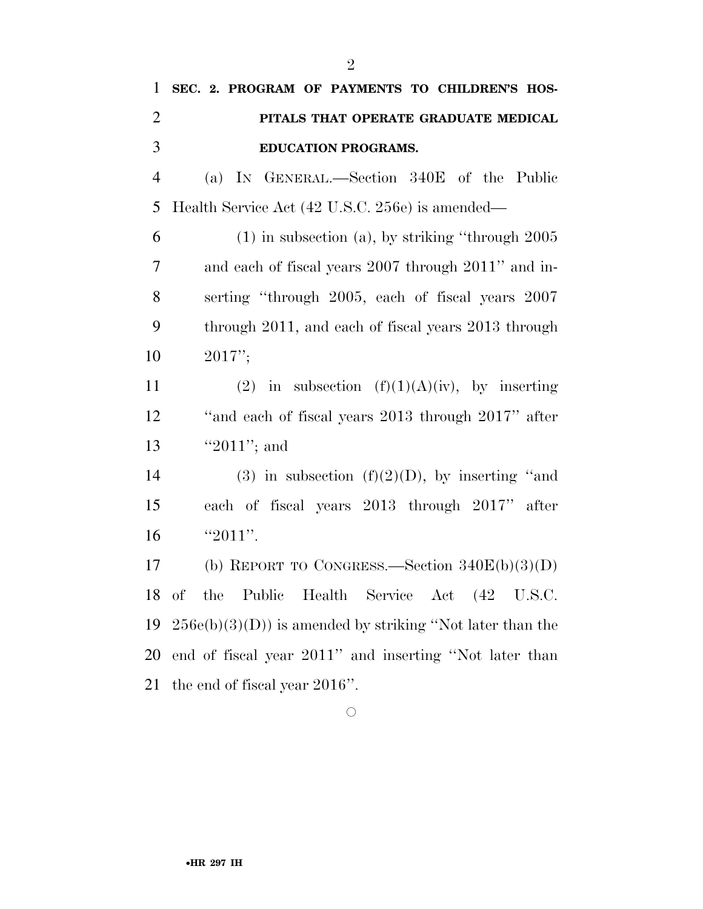**SEC. 2. PROGRAM OF PAYMENTS TO CHILDREN'S HOSPITALS THAT OPERATE GRADUATE MEDICAL EDUCATION PROGRAMS.**

(a) IN GENERAL.—Section 340E of the Public Health Service Act (42 U.S.C. 256e) is amended—

(1) in subsection (a), by striking ''through 2005 and each of fiscal years 2007 through 2011'' and inserting ''through 2005, each of fiscal years 2007 through 2011, and each of fiscal years 2013 through 2017'';

(2) in subsection (f)(1)(A)(iv), by inserting ''and each of fiscal years 2013 through 2017'' after ''2011''; and

(3) in subsection (f)(2)(D), by inserting ''and each of fiscal years 2013 through 2017'' after ''2011''.

(b) REPORT TO CONGRESS.—Section 340E(b)(3)(D) of the Public Health Service Act (42 U.S.C. 256e(b)(3)(D)) is amended by striking ''Not later than the end of fiscal year 2011'' and inserting ''Not later than the end of fiscal year 2016''.

○